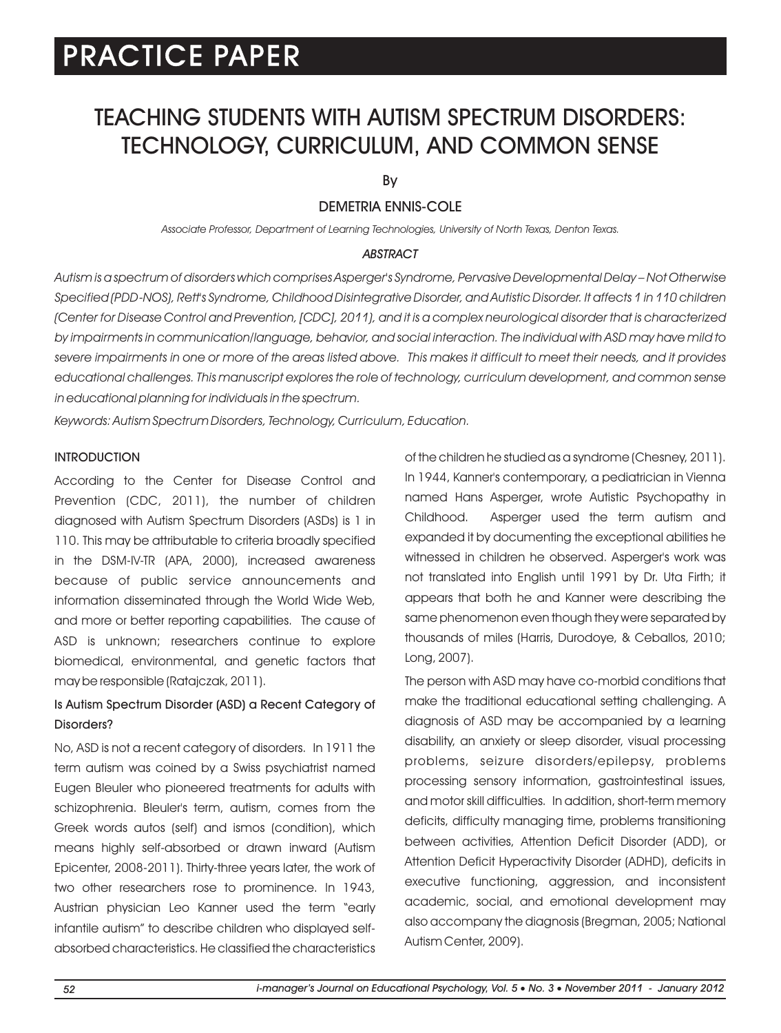PRACTICE PAPER

# TEACHING STUDENTS WITH AUTISM SPECTRUM DISORDERS: TECHNOLOGY, CURRICULUM, AND COMMON SENSE

By

DEMETRIA ENNIS-COLE

*Associate Professor, Department of Learning Technologies, University of North Texas, Denton Texas.*

## *ABSTRACT*

*Autism is a spectrum of disorders which comprises Asperger's Syndrome, Pervasive Developmental Delay – Not Otherwise Specified (PDD-NOS), Rett's Syndrome, Childhood Disintegrative Disorder, and Autistic Disorder. It affects 1 in 110 children (Center for Disease Control and Prevention, [CDC], 2011), and it is a complex neurological disorder that is characterized by impairments in communication/language, behavior, and social interaction. The individual with ASD may have mild to severe impairments in one or more of the areas listed above. This makes it difficult to meet their needs, and it provides educational challenges. This manuscript explores the role of technology, curriculum development, and common sense in educational planning for individuals in the spectrum.*

*Keywords: Autism Spectrum Disorders, Technology, Curriculum, Education.*

## INTRODUCTION

According to the Center for Disease Control and Prevention (CDC, 2011), the number of children diagnosed with Autism Spectrum Disorders (ASDs) is 1 in 110. This may be attributable to criteria broadly specified in the DSM-IV-TR (APA, 2000), increased awareness because of public service announcements and information disseminated through the World Wide Web, and more or better reporting capabilities. The cause of ASD is unknown; researchers continue to explore biomedical, environmental, and genetic factors that may be responsible (Ratajczak, 2011).

### Is Autism Spectrum Disorder (ASD) a Recent Category of Disorders?

No, ASD is not a recent category of disorders. In 1911 the term autism was coined by a Swiss psychiatrist named Eugen Bleuler who pioneered treatments for adults with schizophrenia. Bleuler's term, autism, comes from the Greek words autos (self) and ismos (condition), which means highly self-absorbed or drawn inward (Autism Epicenter, 2008-2011). Thirty-three years later, the work of two other researchers rose to prominence. In 1943, Austrian physician Leo Kanner used the term "early infantile autism" to describe children who displayed self-absorbed characteristics. He classified the characteristics of the children he studied as a syndrome (Chesney, 2011). In 1944, Kanner's contemporary, a pediatrician in Vienna named Hans Asperger, wrote Autistic Psychopathy in Childhood. Asperger used the term autism and expanded it by documenting the exceptional abilities he witnessed in children he observed. Asperger's work was not translated into English until 1991 by Dr. Uta Firth; it appears that both he and Kanner were describing the same phenomenon even though they were separated by thousands of miles (Harris, Durodoye, & Ceballos, 2010; Long, 2007).

The person with ASD may have co-morbid conditions that make the traditional educational setting challenging. A diagnosis of ASD may be accompanied by a learning disability, an anxiety or sleep disorder, visual processing problems, seizure disorders/epilepsy, problems processing sensory information, gastrointestinal issues, and motor skill difficulties. In addition, short-term memory deficits, difficulty managing time, problems transitioning between activities, Attention Deficit Disorder (ADD), or Attention Deficit Hyperactivity Disorder (ADHD), deficits in executive functioning, aggression, and inconsistent academic, social, and emotional development may also accompany the diagnosis (Bregman, 2005; National Autism Center, 2009).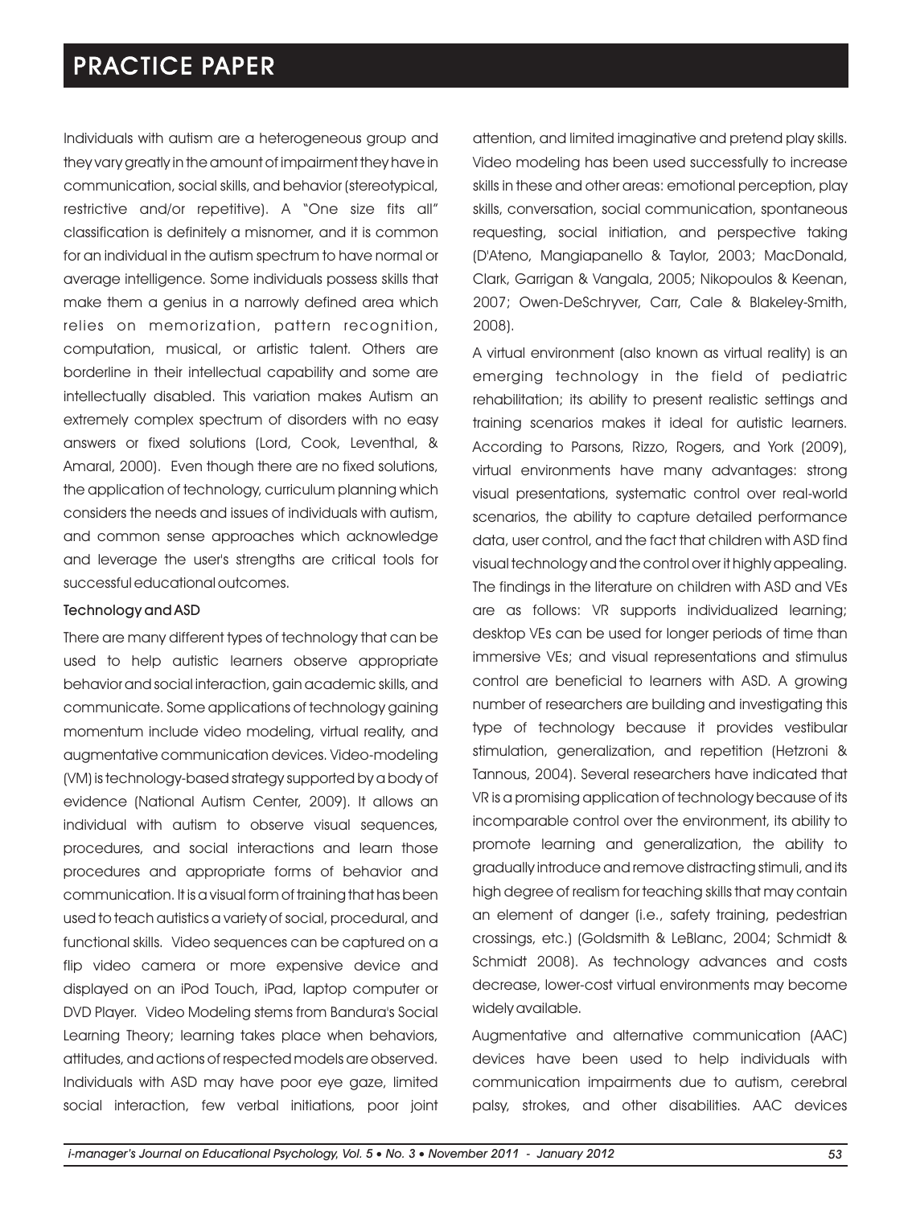Individuals with autism are a heterogeneous group and they vary greatly in the amount of impairment they have in communication, social skills, and behavior (stereotypical, restrictive and/or repetitive). A "One size fits all" classification is definitely a misnomer, and it is common for an individual in the autism spectrum to have normal or average intelligence. Some individuals possess skills that make them a genius in a narrowly defined area which relies on memorization, pattern recognition, computation, musical, or artistic talent. Others are borderline in their intellectual capability and some are intellectually disabled. This variation makes Autism an extremely complex spectrum of disorders with no easy answers or fixed solutions (Lord, Cook, Leventhal, & Amaral, 2000). Even though there are no fixed solutions, the application of technology, curriculum planning which considers the needs and issues of individuals with autism, and common sense approaches which acknowledge and leverage the user's strengths are critical tools for successful educational outcomes.

### Technology and ASD

There are many different types of technology that can be used to help autistic learners observe appropriate behavior and social interaction, gain academic skills, and communicate. Some applications of technology gaining momentum include video modeling, virtual reality, and augmentative communication devices. Video-modeling (VM) is technology-based strategy supported by a body of evidence (National Autism Center, 2009). It allows an individual with autism to observe visual sequences, procedures, and social interactions and learn those procedures and appropriate forms of behavior and communication. It is a visual form of training that has been used to teach autistics a variety of social, procedural, and functional skills. Video sequences can be captured on a flip video camera or more expensive device and displayed on an iPod Touch, iPad, laptop computer or DVD Player. Video Modeling stems from Bandura's Social Learning Theory; learning takes place when behaviors, attitudes, and actions of respected models are observed. Individuals with ASD may have poor eye gaze, limited social interaction, few verbal initiations, poor joint attention, and limited imaginative and pretend play skills. Video modeling has been used successfully to increase skills in these and other areas: emotional perception, play skills, conversation, social communication, spontaneous requesting, social initiation, and perspective taking (D'Ateno, Mangiapanello & Taylor, 2003; MacDonald, Clark, Garrigan & Vangala, 2005; Nikopoulos & Keenan, 2007; Owen-DeSchryver, Carr, Cale & Blakeley-Smith, 2008).

A virtual environment (also known as virtual reality) is an emerging technology in the field of pediatric rehabilitation; its ability to present realistic settings and training scenarios makes it ideal for autistic learners. According to Parsons, Rizzo, Rogers, and York (2009), virtual environments have many advantages: strong visual presentations, systematic control over real-world scenarios, the ability to capture detailed performance data, user control, and the fact that children with ASD find visual technology and the control over it highly appealing. The findings in the literature on children with ASD and VEs are as follows: VR supports individualized learning; desktop VEs can be used for longer periods of time than immersive VEs; and visual representations and stimulus control are beneficial to learners with ASD. A growing number of researchers are building and investigating this type of technology because it provides vestibular stimulation, generalization, and repetition (Hetzroni & Tannous, 2004). Several researchers have indicated that VR is a promising application of technology because of its incomparable control over the environment, its ability to promote learning and generalization, the ability to gradually introduce and remove distracting stimuli, and its high degree of realism for teaching skills that may contain an element of danger (i.e., safety training, pedestrian crossings, etc.) (Goldsmith & LeBlanc, 2004; Schmidt & Schmidt 2008). As technology advances and costs decrease, lower-cost virtual environments may become widely available.

Augmentative and alternative communication (AAC) devices have been used to help individuals with communication impairments due to autism, cerebral palsy, strokes, and other disabilities. AAC devices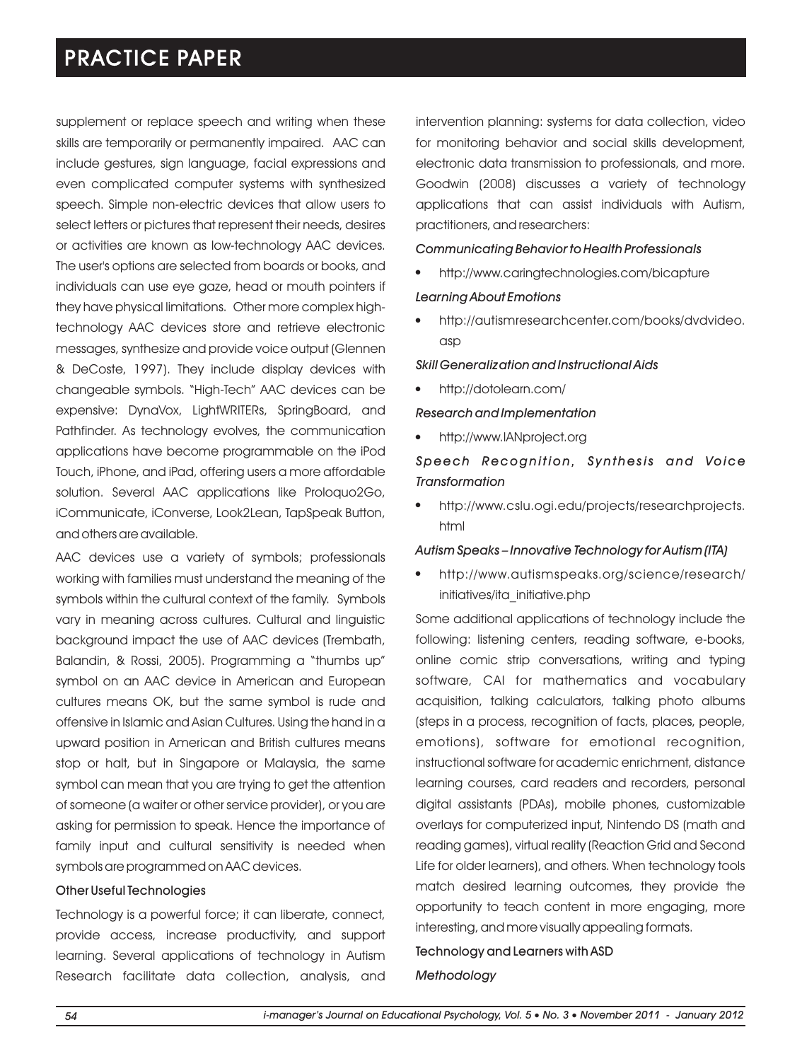supplement or replace speech and writing when these skills are temporarily or permanently impaired. AAC can include gestures, sign language, facial expressions and even complicated computer systems with synthesized speech. Simple non-electric devices that allow users to select letters or pictures that represent their needs, desires or activities are known as low-technology AAC devices. The user's options are selected from boards or books, and individuals can use eye gaze, head or mouth pointers if they have physical limitations. Other more complex high-technology AAC devices store and retrieve electronic messages, synthesize and provide voice output (Glennen & DeCoste, 1997). They include display devices with changeable symbols. "High-Tech" AAC devices can be expensive: DynaVox, LightWRITERs, SpringBoard, and Pathfinder. As technology evolves, the communication applications have become programmable on the iPod Touch, iPhone, and iPad, offering users a more affordable solution. Several AAC applications like Proloquo2Go, iCommunicate, iConverse, Look2Lean, TapSpeak Button, and others are available.

AAC devices use a variety of symbols; professionals working with families must understand the meaning of the symbols within the cultural context of the family. Symbols vary in meaning across cultures. Cultural and linguistic background impact the use of AAC devices (Trembath, Balandin, & Rossi, 2005). Programming a "thumbs up" symbol on an AAC device in American and European cultures means OK, but the same symbol is rude and offensive in Islamic and Asian Cultures. Using the hand in a upward position in American and British cultures means stop or halt, but in Singapore or Malaysia, the same symbol can mean that you are trying to get the attention of someone (a waiter or other service provider), or you are asking for permission to speak. Hence the importance of family input and cultural sensitivity is needed when symbols are programmed on AAC devices.

### Other Useful Technologies

Technology is a powerful force; it can liberate, connect, provide access, increase productivity, and support learning. Several applications of technology in Autism Research facilitate data collection, analysis, and intervention planning: systems for data collection, video for monitoring behavior and social skills development, electronic data transmission to professionals, and more. Goodwin (2008) discusses a variety of technology applications that can assist individuals with Autism, practitioners, and researchers:

*Communicating Behavior to Health Professionals*

- http://www.caringtechnologies.com/bicapture

*Learning About Emotions*

- http://autismresearchcenter.com/books/dvdvideo.asp

*Skill Generalization and Instructional Aids*

- http://dotolearn.com/

*Research and Implementation*

- http://www.IANproject.org

*Speech Recognition, Synthesis and Voice Transformation*

- http://www.cslu.ogi.edu/projects/researchprojects.html

*Autism Speaks – Innovative Technology for Autism (ITA)*

- http://www.autismspeaks.org/science/research/initiatives/ita_initiative.php

Some additional applications of technology include the following: listening centers, reading software, e-books, online comic strip conversations, writing and typing software, CAI for mathematics and vocabulary acquisition, talking calculators, talking photo albums (steps in a process, recognition of facts, places, people, emotions), software for emotional recognition, instructional software for academic enrichment, distance learning courses, card readers and recorders, personal digital assistants (PDAs), mobile phones, customizable overlays for computerized input, Nintendo DS (math and reading games), virtual reality (Reaction Grid and Second Life for older learners), and others. When technology tools match desired learning outcomes, they provide the opportunity to teach content in more engaging, more interesting, and more visually appealing formats.

### Technology and Learners with ASD

*Methodology*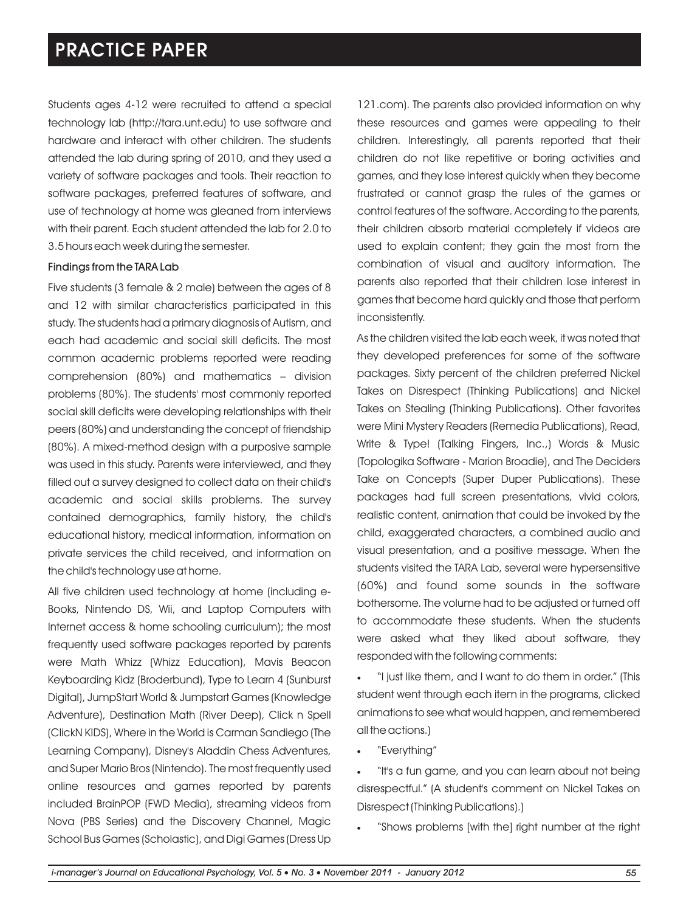Students ages 4-12 were recruited to attend a special technology lab (http://tara.unt.edu) to use software and hardware and interact with other children. The students attended the lab during spring of 2010, and they used a variety of software packages and tools. Their reaction to software packages, preferred features of software, and use of technology at home was gleaned from interviews with their parent. Each student attended the lab for 2.0 to 3.5 hours each week during the semester.

#### Findings from the TARA Lab

Five students (3 female & 2 male) between the ages of 8 and 12 with similar characteristics participated in this study. The students had a primary diagnosis of Autism, and each had academic and social skill deficits. The most common academic problems reported were reading comprehension (80%) and mathematics – division problems (80%). The students' most commonly reported social skill deficits were developing relationships with their peers (80%) and understanding the concept of friendship (80%). A mixed-method design with a purposive sample was used in this study. Parents were interviewed, and they filled out a survey designed to collect data on their child's academic and social skills problems. The survey contained demographics, family history, the child's educational history, medical information, information on private services the child received, and information on the child's technology use at home.

All five children used technology at home (including e-Books, Nintendo DS, Wii, and Laptop Computers with Internet access & home schooling curriculum); the most frequently used software packages reported by parents were Math Whizz (Whizz Education), Mavis Beacon Keyboarding Kidz (Broderbund), Type to Learn 4 (Sunburst Digital), JumpStart World & Jumpstart Games (Knowledge Adventure), Destination Math (River Deep), Click n Spell (ClickN KIDS), Where in the World is Carman Sandiego (The Learning Company), Disney's Aladdin Chess Adventures, and Super Mario Bros (Nintendo). The most frequently used online resources and games reported by parents included BrainPOP (FWD Media), streaming videos from Nova (PBS Series) and the Discovery Channel, Magic School Bus Games (Scholastic), and Digi Games (Dress Up 121.com). The parents also provided information on why these resources and games were appealing to their children. Interestingly, all parents reported that their children do not like repetitive or boring activities and games, and they lose interest quickly when they become frustrated or cannot grasp the rules of the games or control features of the software. According to the parents, their children absorb material completely if videos are used to explain content; they gain the most from the combination of visual and auditory information. The parents also reported that their children lose interest in games that become hard quickly and those that perform inconsistently.

As the children visited the lab each week, it was noted that they developed preferences for some of the software packages. Sixty percent of the children preferred Nickel Takes on Disrespect (Thinking Publications) and Nickel Takes on Stealing (Thinking Publications). Other favorites were Mini Mystery Readers (Remedia Publications), Read, Write & Type! (Talking Fingers, Inc.,) Words & Music (Topologika Software - Marion Broadie), and The Deciders Take on Concepts (Super Duper Publications). These packages had full screen presentations, vivid colors, realistic content, animation that could be invoked by the child, exaggerated characters, a combined audio and visual presentation, and a positive message. When the students visited the TARA Lab, several were hypersensitive (60%) and found some sounds in the software bothersome. The volume had to be adjusted or turned off to accommodate these students. When the students were asked what they liked about software, they responded with the following comments:

- "I just like them, and I want to do them in order." (This student went through each item in the programs, clicked animations to see what would happen, and remembered all the actions.)
- "Everything"
- "It's a fun game, and you can learn about not being disrespectful." (A student's comment on Nickel Takes on Disrespect (Thinking Publications).)
- "Shows problems [with the] right number at the right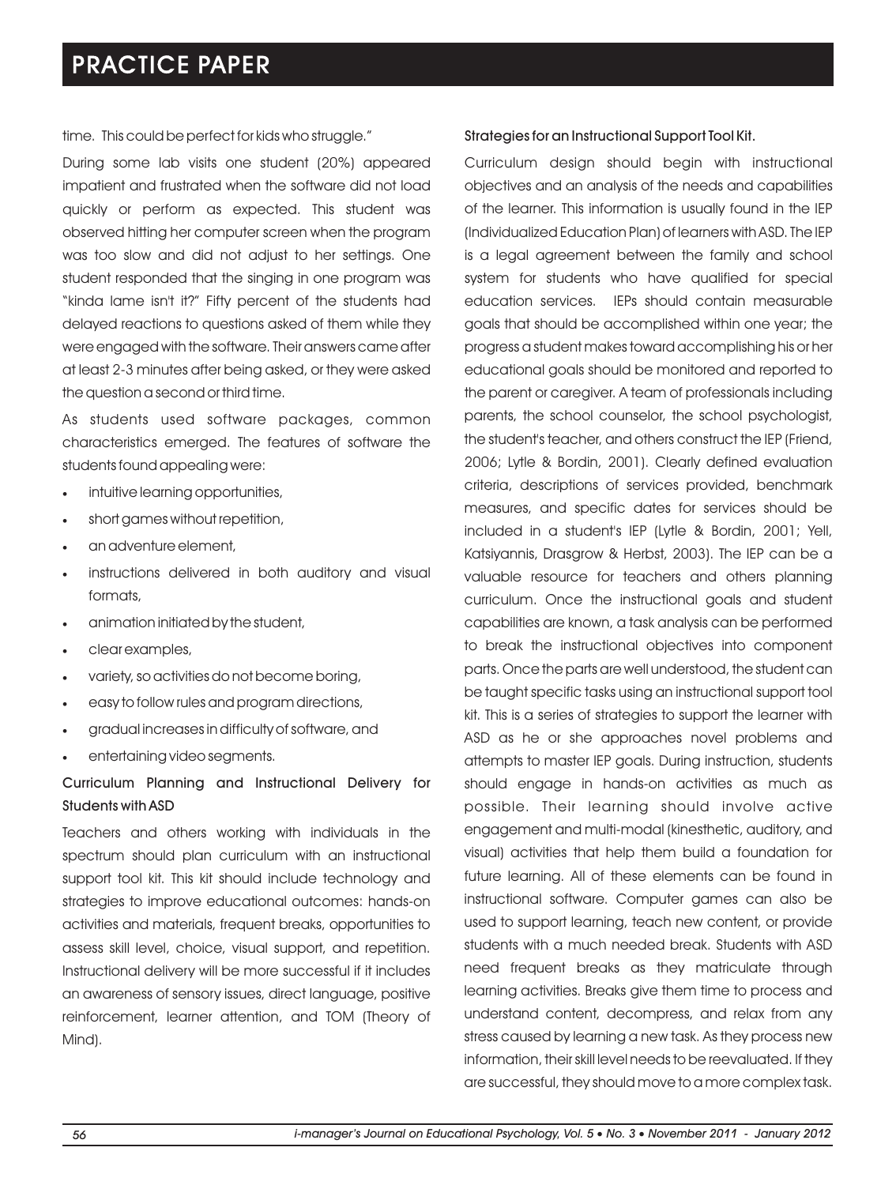time. This could be perfect for kids who struggle."

During some lab visits one student (20%) appeared impatient and frustrated when the software did not load quickly or perform as expected. This student was observed hitting her computer screen when the program was too slow and did not adjust to her settings. One student responded that the singing in one program was "kinda lame isn't it?" Fifty percent of the students had delayed reactions to questions asked of them while they were engaged with the software. Their answers came after at least 2-3 minutes after being asked, or they were asked the question a second or third time.

As students used software packages, common characteristics emerged. The features of software the students found appealing were:

- intuitive learning opportunities,
- short games without repetition,
- an adventure element,
- instructions delivered in both auditory and visual formats,
- animation initiated by the student,
- clear examples,
- variety, so activities do not become boring,
- easy to follow rules and program directions,
- gradual increases in difficulty of software, and
- entertaining video segments.

## Curriculum Planning and Instructional Delivery for Students with ASD

Teachers and others working with individuals in the spectrum should plan curriculum with an instructional support tool kit. This kit should include technology and strategies to improve educational outcomes: hands-on activities and materials, frequent breaks, opportunities to assess skill level, choice, visual support, and repetition. Instructional delivery will be more successful if it includes an awareness of sensory issues, direct language, positive reinforcement, learner attention, and TOM (Theory of Mind).

### Strategies for an Instructional Support Tool Kit.

Curriculum design should begin with instructional objectives and an analysis of the needs and capabilities of the learner. This information is usually found in the IEP (Individualized Education Plan) of learners with ASD. The IEP is a legal agreement between the family and school system for students who have qualified for special education services. IEPs should contain measurable goals that should be accomplished within one year; the progress a student makes toward accomplishing his or her educational goals should be monitored and reported to the parent or caregiver. A team of professionals including parents, the school counselor, the school psychologist, the student's teacher, and others construct the IEP (Friend, 2006; Lytle & Bordin, 2001). Clearly defined evaluation criteria, descriptions of services provided, benchmark measures, and specific dates for services should be included in a student's IEP (Lytle & Bordin, 2001; Yell, Katsiyannis, Drasgrow & Herbst, 2003). The IEP can be a valuable resource for teachers and others planning curriculum. Once the instructional goals and student capabilities are known, a task analysis can be performed to break the instructional objectives into component parts. Once the parts are well understood, the student can be taught specific tasks using an instructional support tool kit. This is a series of strategies to support the learner with ASD as he or she approaches novel problems and attempts to master IEP goals. During instruction, students should engage in hands-on activities as much as possible. Their learning should involve active engagement and multi-modal (kinesthetic, auditory, and visual) activities that help them build a foundation for future learning. All of these elements can be found in instructional software. Computer games can also be used to support learning, teach new content, or provide students with a much needed break. Students with ASD need frequent breaks as they matriculate through learning activities. Breaks give them time to process and understand content, decompress, and relax from any stress caused by learning a new task. As they process new information, their skill level needs to be reevaluated. If they are successful, they should move to a more complex task.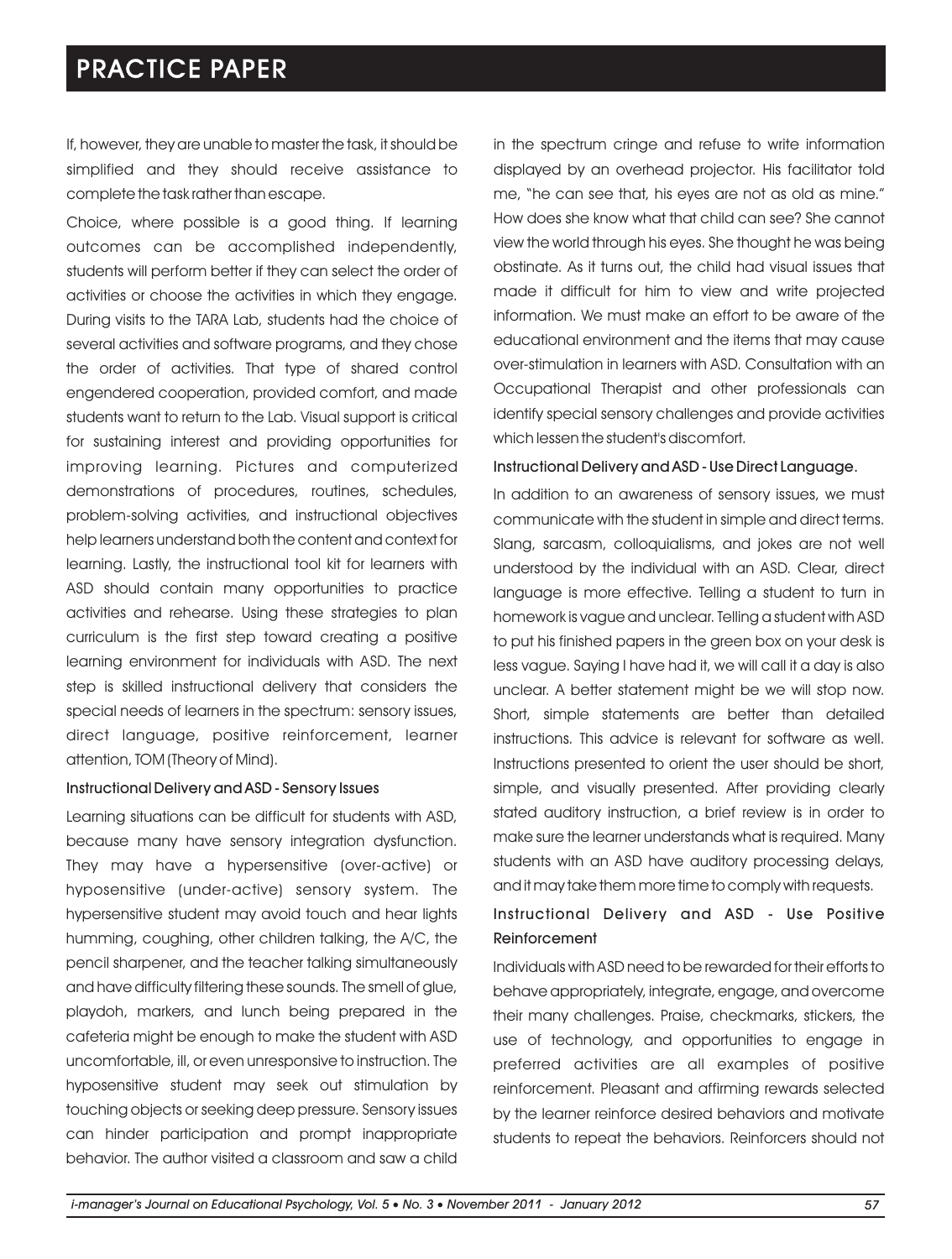If, however, they are unable to master the task, it should be simplified and they should receive assistance to complete the task rather than escape.

Choice, where possible is a good thing. If learning outcomes can be accomplished independently, students will perform better if they can select the order of activities or choose the activities in which they engage. During visits to the TARA Lab, students had the choice of several activities and software programs, and they chose the order of activities. That type of shared control engendered cooperation, provided comfort, and made students want to return to the Lab. Visual support is critical for sustaining interest and providing opportunities for improving learning. Pictures and computerized demonstrations of procedures, routines, schedules, problem-solving activities, and instructional objectives help learners understand both the content and context for learning. Lastly, the instructional tool kit for learners with ASD should contain many opportunities to practice activities and rehearse. Using these strategies to plan curriculum is the first step toward creating a positive learning environment for individuals with ASD. The next step is skilled instructional delivery that considers the special needs of learners in the spectrum: sensory issues, direct language, positive reinforcement, learner attention, TOM (Theory of Mind).

#### Instructional Delivery and ASD - Sensory Issues

Learning situations can be difficult for students with ASD, because many have sensory integration dysfunction. They may have a hypersensitive (over-active) or hyposensitive (under-active) sensory system. The hypersensitive student may avoid touch and hear lights humming, coughing, other children talking, the A/C, the pencil sharpener, and the teacher talking simultaneously and have difficulty filtering these sounds. The smell of glue, playdoh, markers, and lunch being prepared in the cafeteria might be enough to make the student with ASD uncomfortable, ill, or even unresponsive to instruction. The hyposensitive student may seek out stimulation by touching objects or seeking deep pressure. Sensory issues can hinder participation and prompt inappropriate behavior. The author visited a classroom and saw a child in the spectrum cringe and refuse to write information displayed by an overhead projector. His facilitator told me, "he can see that, his eyes are not as old as mine." How does she know what that child can see? She cannot view the world through his eyes. She thought he was being obstinate. As it turns out, the child had visual issues that made it difficult for him to view and write projected information. We must make an effort to be aware of the educational environment and the items that may cause over-stimulation in learners with ASD. Consultation with an Occupational Therapist and other professionals can identify special sensory challenges and provide activities which lessen the student's discomfort.

#### Instructional Delivery and ASD - Use Direct Language.

In addition to an awareness of sensory issues, we must communicate with the student in simple and direct terms. Slang, sarcasm, colloquialisms, and jokes are not well understood by the individual with an ASD. Clear, direct language is more effective. Telling a student to turn in homework is vague and unclear. Telling a student with ASD to put his finished papers in the green box on your desk is less vague. Saying I have had it, we will call it a day is also unclear. A better statement might be we will stop now. Short, simple statements are better than detailed instructions. This advice is relevant for software as well. Instructions presented to orient the user should be short, simple, and visually presented. After providing clearly stated auditory instruction, a brief review is in order to make sure the learner understands what is required. Many students with an ASD have auditory processing delays, and it may take them more time to comply with requests.

#### Instructional Delivery and ASD - Use Positive Reinforcement

Individuals with ASD need to be rewarded for their efforts to behave appropriately, integrate, engage, and overcome their many challenges. Praise, checkmarks, stickers, the use of technology, and opportunities to engage in preferred activities are all examples of positive reinforcement. Pleasant and affirming rewards selected by the learner reinforce desired behaviors and motivate students to repeat the behaviors. Reinforcers should not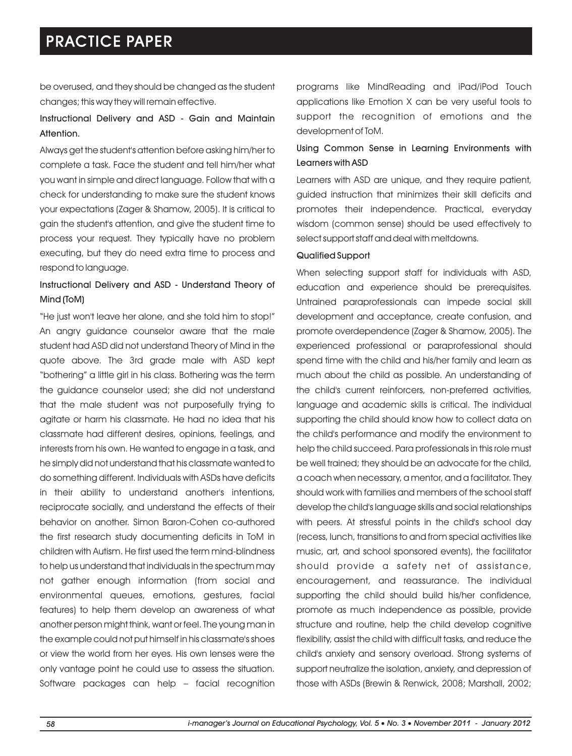be overused, and they should be changed as the student changes; this way they will remain effective.

### Instructional Delivery and ASD - Gain and Maintain Attention.

Always get the student's attention before asking him/her to complete a task. Face the student and tell him/her what you want in simple and direct language. Follow that with a check for understanding to make sure the student knows your expectations (Zager & Shamow, 2005). It is critical to gain the student's attention, and give the student time to process your request. They typically have no problem executing, but they do need extra time to process and respond to language.

### Instructional Delivery and ASD - Understand Theory of Mind (ToM)

“He just won't leave her alone, and she told him to stop!” An angry guidance counselor aware that the male student had ASD did not understand Theory of Mind in the quote above. The 3rd grade male with ASD kept “bothering” a little girl in his class. Bothering was the term the guidance counselor used; she did not understand that the male student was not purposefully trying to agitate or harm his classmate. He had no idea that his classmate had different desires, opinions, feelings, and interests from his own. He wanted to engage in a task, and he simply did not understand that his classmate wanted to do something different. Individuals with ASDs have deficits in their ability to understand another's intentions, reciprocate socially, and understand the effects of their behavior on another. Simon Baron-Cohen co-authored the first research study documenting deficits in ToM in children with Autism. He first used the term mind-blindness to help us understand that individuals in the spectrum may not gather enough information (from social and environmental queues, emotions, gestures, facial features) to help them develop an awareness of what another person might think, want or feel. The young man in the example could not put himself in his classmate's shoes or view the world from her eyes. His own lenses were the only vantage point he could use to assess the situation. Software packages can help – facial recognition programs like MindReading and iPad/iPod Touch applications like Emotion X can be very useful tools to support the recognition of emotions and the development of ToM.

### Using Common Sense in Learning Environments with Learners with ASD

Learners with ASD are unique, and they require patient, guided instruction that minimizes their skill deficits and promotes their independence. Practical, everyday wisdom (common sense) should be used effectively to select support staff and deal with meltdowns.

#### Qualified Support

When selecting support staff for individuals with ASD, education and experience should be prerequisites. Untrained paraprofessionals can impede social skill development and acceptance, create confusion, and promote overdependence (Zager & Shamow, 2005). The experienced professional or paraprofessional should spend time with the child and his/her family and learn as much about the child as possible. An understanding of the child's current reinforcers, non-preferred activities, language and academic skills is critical. The individual supporting the child should know how to collect data on the child's performance and modify the environment to help the child succeed. Para professionals in this role must be well trained; they should be an advocate for the child, a coach when necessary, a mentor, and a facilitator. They should work with families and members of the school staff develop the child's language skills and social relationships with peers. At stressful points in the child's school day (recess, lunch, transitions to and from special activities like music, art, and school sponsored events), the facilitator should provide a safety net of assistance, encouragement, and reassurance. The individual supporting the child should build his/her confidence, promote as much independence as possible, provide structure and routine, help the child develop cognitive flexibility, assist the child with difficult tasks, and reduce the child's anxiety and sensory overload. Strong systems of support neutralize the isolation, anxiety, and depression of those with ASDs (Brewin & Renwick, 2008; Marshall, 2002;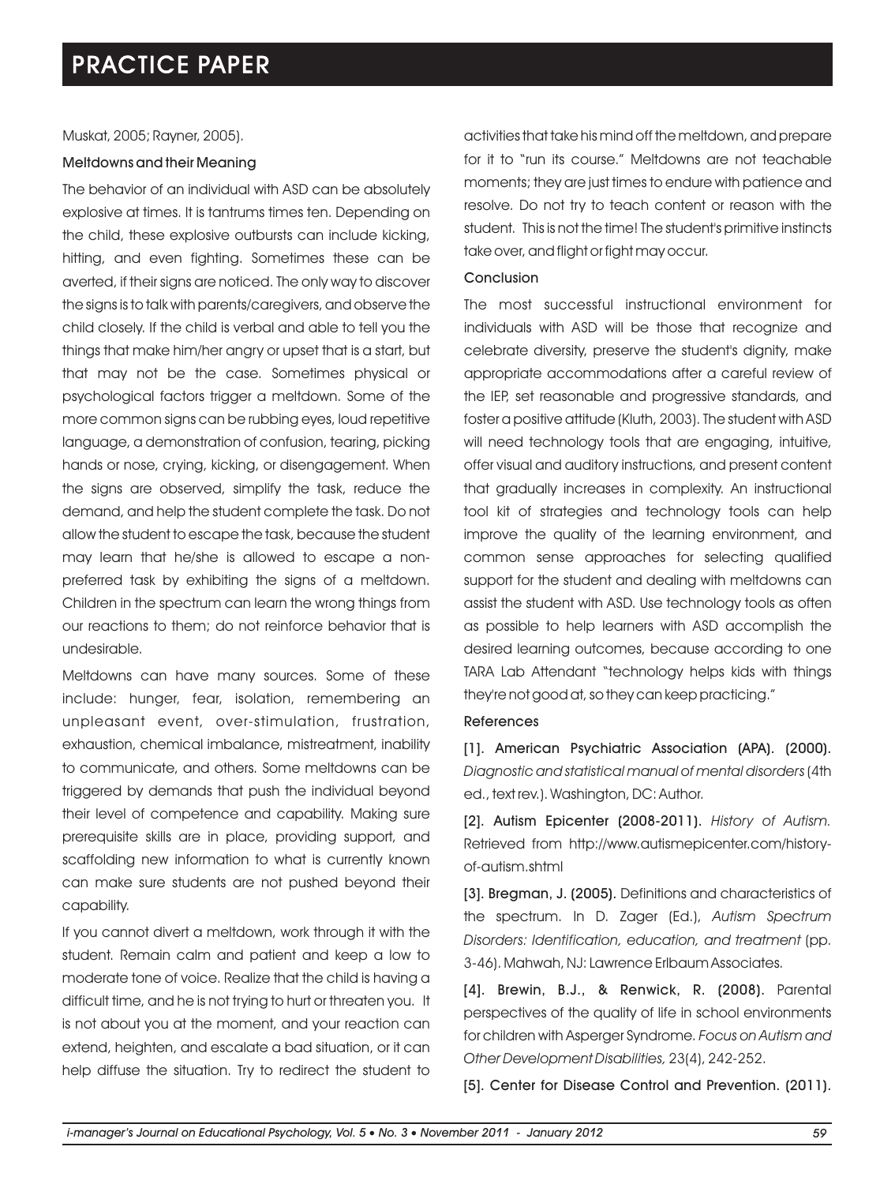Muskat, 2005; Rayner, 2005).

### Meltdowns and their Meaning

The behavior of an individual with ASD can be absolutely explosive at times. It is tantrums times ten. Depending on the child, these explosive outbursts can include kicking, hitting, and even fighting. Sometimes these can be averted, if their signs are noticed. The only way to discover the signs is to talk with parents/caregivers, and observe the child closely. If the child is verbal and able to tell you the things that make him/her angry or upset that is a start, but that may not be the case. Sometimes physical or psychological factors trigger a meltdown. Some of the more common signs can be rubbing eyes, loud repetitive language, a demonstration of confusion, tearing, picking hands or nose, crying, kicking, or disengagement. When the signs are observed, simplify the task, reduce the demand, and help the student complete the task. Do not allow the student to escape the task, because the student may learn that he/she is allowed to escape a non-preferred task by exhibiting the signs of a meltdown. Children in the spectrum can learn the wrong things from our reactions to them; do not reinforce behavior that is undesirable.

Meltdowns can have many sources. Some of these include: hunger, fear, isolation, remembering an unpleasant event, over-stimulation, frustration, exhaustion, chemical imbalance, mistreatment, inability to communicate, and others. Some meltdowns can be triggered by demands that push the individual beyond their level of competence and capability. Making sure prerequisite skills are in place, providing support, and scaffolding new information to what is currently known can make sure students are not pushed beyond their capability.

If you cannot divert a meltdown, work through it with the student. Remain calm and patient and keep a low to moderate tone of voice. Realize that the child is having a difficult time, and he is not trying to hurt or threaten you. It is not about you at the moment, and your reaction can extend, heighten, and escalate a bad situation, or it can help diffuse the situation. Try to redirect the student to activities that take his mind off the meltdown, and prepare for it to "run its course." Meltdowns are not teachable moments; they are just times to endure with patience and resolve. Do not try to teach content or reason with the student. This is not the time! The student's primitive instincts take over, and flight or fight may occur.

### Conclusion

The most successful instructional environment for individuals with ASD will be those that recognize and celebrate diversity, preserve the student's dignity, make appropriate accommodations after a careful review of the IEP, set reasonable and progressive standards, and foster a positive attitude (Kluth, 2003). The student with ASD will need technology tools that are engaging, intuitive, offer visual and auditory instructions, and present content that gradually increases in complexity. An instructional tool kit of strategies and technology tools can help improve the quality of the learning environment, and common sense approaches for selecting qualified support for the student and dealing with meltdowns can assist the student with ASD. Use technology tools as often as possible to help learners with ASD accomplish the desired learning outcomes, because according to one TARA Lab Attendant "technology helps kids with things they're not good at, so they can keep practicing."

### References

**[1]. American Psychiatric Association (APA). (2000).** *Diagnostic and statistical manual of mental disorders* (4th ed., text rev.). Washington, DC: Author.

**[2]. Autism Epicenter (2008-2011).** *History of Autism.* Retrieved from http://www.autismepicenter.com/history-of-autism.shtml

**[3]. Bregman, J. (2005).** Definitions and characteristics of the spectrum. In D. Zager (Ed.), *Autism Spectrum Disorders: Identification, education, and treatment* (pp. 3-46). Mahwah, NJ: Lawrence Erlbaum Associates.

**[4]. Brewin, B.J., & Renwick, R. (2008).** Parental perspectives of the quality of life in school environments for children with Asperger Syndrome. *Focus on Autism and Other Development Disabilities,* 23(4), 242-252.

**[5]. Center for Disease Control and Prevention. (2011).**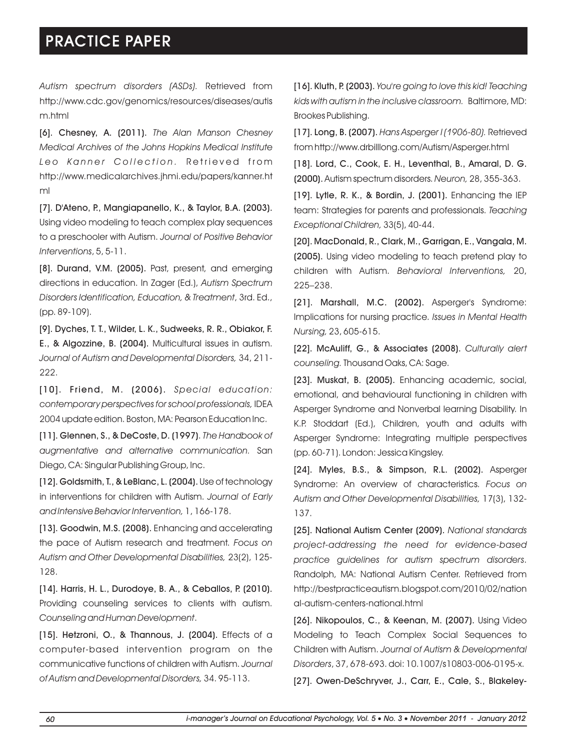*Autism spectrum disorders (ASDs).* Retrieved from http://www.cdc.gov/genomics/resources/diseases/autism.html

**[6]. Chesney, A. (2011).** *The Alan Manson Chesney Medical Archives of the Johns Hopkins Medical Institute Leo Kanner Collection.* Retrieved from http://www.medicalarchives.jhmi.edu/papers/kanner.html

**[7]. D'Ateno, P., Mangiapanello, K., & Taylor, B.A. (2003).** Using video modeling to teach complex play sequences to a preschooler with Autism. *Journal of Positive Behavior Interventions*, 5, 5-11.

**[8]. Durand, V.M. (2005).** Past, present, and emerging directions in education. In Zager (Ed.), *Autism Spectrum Disorders Identification, Education, & Treatment*, 3rd. Ed., (pp. 89-109).

**[9]. Dyches, T. T., Wilder, L. K., Sudweeks, R. R., Obiakor, F. E., & Algozzine, B. (2004).** Multicultural issues in autism. *Journal of Autism and Developmental Disorders,* 34, 211-222.

**[10]. Friend, M. (2006).** *Special education: contemporary perspectives for school professionals,* IDEA 2004 update edition. Boston, MA: Pearson Education Inc.

**[11]. Glennen, S., & DeCoste, D. (1997)**. *The Handbook of augmentative and alternative communication.* San Diego, CA: Singular Publishing Group, Inc.

**[12]. Goldsmith, T., & LeBlanc, L. (2004).** Use of technology in interventions for children with Autism. *Journal of Early and Intensive Behavior Intervention,* 1, 166-178.

**[13]. Goodwin, M.S. (2008).** Enhancing and accelerating the pace of Autism research and treatment. *Focus on Autism and Other Developmental Disabilities,* 23(2), 125-128.

**[14]. Harris, H. L., Durodoye, B. A., & Ceballos, P. (2010).** Providing counseling services to clients with autism. *Counseling and Human Development*.

**[15]. Hetzroni, O., & Thannous, J. (2004).** Effects of a computer-based intervention program on the communicative functions of children with Autism. *Journal of Autism and Developmental Disorders,* 34. 95-113.

**[16]. Kluth, P. (2003).** *You're going to love this kid! Teaching kids with autism in the inclusive classroom.* Baltimore, MD: Brookes Publishing.

**[17]. Long, B. (2007).** *Hans Asperger I (1906-80).* Retrieved from http://www.drbilllong.com/Autism/Asperger.html

**[18]. Lord, C., Cook, E. H., Leventhal, B., Amaral, D. G. (2000).** Autism spectrum disorders. *Neuron,* 28, 355-363.

**[19]. Lytle, R. K., & Bordin, J. (2001).** Enhancing the IEP team: Strategies for parents and professionals. *Teaching Exceptional Children,* 33(5), 40-44.

**[20]. MacDonald, R., Clark, M., Garrigan, E., Vangala, M. (2005).** Using video modeling to teach pretend play to children with Autism. *Behavioral Interventions,* 20, 225–238.

**[21]. Marshall, M.C. (2002).** Asperger's Syndrome: Implications for nursing practice. *Issues in Mental Health Nursing,* 23, 605-615.

**[22]. McAuliff, G., & Associates (2008).** *Culturally alert counseling.* Thousand Oaks, CA: Sage.

**[23]. Muskat, B. (2005).** Enhancing academic, social, emotional, and behavioural functioning in children with Asperger Syndrome and Nonverbal learning Disability. In K.P. Stoddart (Ed.), Children, youth and adults with Asperger Syndrome: Integrating multiple perspectives (pp. 60-71). London: Jessica Kingsley.

**[24]. Myles, B.S., & Simpson, R.L. (2002).** Asperger Syndrome: An overview of characteristics. *Focus on Autism and Other Developmental Disabilities,* 17(3), 132-137.

**[25]. National Autism Center (2009).** *National standards project-addressing the need for evidence-based practice guidelines for autism spectrum disorders*. Randolph, MA: National Autism Center. Retrieved from http://bestpracticeautism.blogspot.com/2010/02/national-autism-centers-national.html

**[26]. Nikopoulos, C., & Keenan, M. (2007).** Using Video Modeling to Teach Complex Social Sequences to Children with Autism. *Journal of Autism & Developmental Disorders*, 37, 678-693. doi: 10.1007/s10803-006-0195-x.

**[27]. Owen-DeSchryver, J., Carr, E., Cale, S., Blakeley-**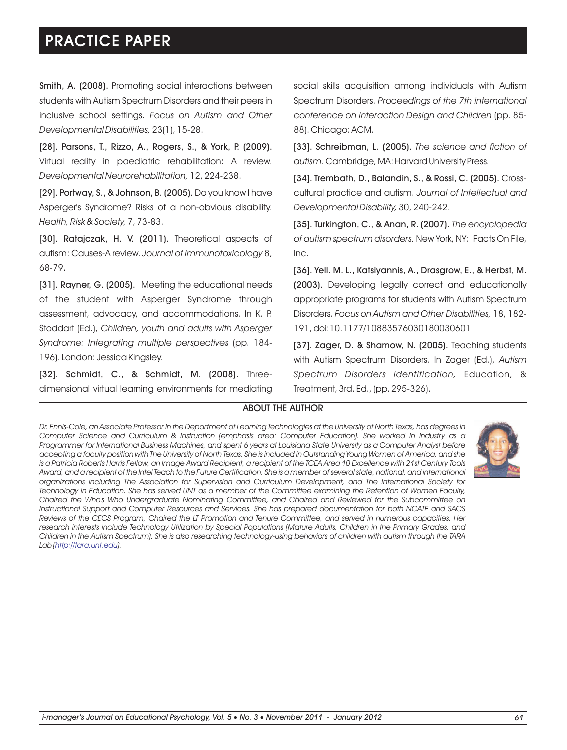Smith, A. (2008). Promoting social interactions between students with Autism Spectrum Disorders and their peers in inclusive school settings. *Focus on Autism and Other Developmental Disabilities,* 23(1), 15-28.

[28]. Parsons, T., Rizzo, A., Rogers, S., & York, P. (2009). Virtual reality in paediatric rehabilitation: A review. *Developmental Neurorehabilitation,* 12, 224-238.

[29]. Portway, S., & Johnson, B. (2005). Do you know I have Asperger's Syndrome? Risks of a non-obvious disability. *Health, Risk & Society,* 7, 73-83.

[30]. Ratajczak, H. V. (2011). Theoretical aspects of autism: Causes-A review. *Journal of Immunotoxicology* 8, 68-79.

[31]. Rayner, G. (2005). Meeting the educational needs of the student with Asperger Syndrome through assessment, advocacy, and accommodations. In K. P. Stoddart (Ed.), *Children, youth and adults with Asperger Syndrome: Integrating multiple perspectives* (pp. 184-196). London: Jessica Kingsley.

[32]. Schmidt, C., & Schmidt, M. (2008). Three-dimensional virtual learning environments for mediating social skills acquisition among individuals with Autism Spectrum Disorders. *Proceedings of the 7th international conference on Interaction Design and Children* (pp. 85-88). Chicago: ACM.

[33]. Schreibman, L. (2005). *The science and fiction of autism.* Cambridge, MA: Harvard University Press.

[34]. Trembath, D., Balandin, S., & Rossi, C. (2005). Cross-cultural practice and autism. *Journal of Intellectual and Developmental Disability,* 30, 240-242.

[35]. Turkington, C., & Anan, R. (2007). *The encyclopedia of autism spectrum disorders.* New York, NY: Facts On File, Inc.

[36]. Yell. M. L., Katsiyannis, A., Drasgrow, E., & Herbst, M. (2003). Developing legally correct and educationally appropriate programs for students with Autism Spectrum Disorders. *Focus on Autism and Other Disabilities,* 18, 182-191, doi:10.1177/10883576030180030601

[37]. Zager, D. & Shamow, N. (2005). Teaching students with Autism Spectrum Disorders. In Zager (Ed.), *Autism Spectrum Disorders Identification,* Education, & Treatment, 3rd. Ed., (pp. 295-326).

## ABOUT THE AUTHOR

*Dr. Ennis-Cole, an Associate Professor in the Department of Learning Technologies at the University of North Texas, has degrees in Computer Science and Curriculum & Instruction (emphasis area: Computer Education). She worked in industry as a Programmer for International Business Machines, and spent 6 years at Louisiana State University as a Computer Analyst before accepting a faculty position with The University of North Texas. She is included in Outstanding Young Women of America, and she is a Patricia Roberts Harris Fellow, an Image Award Recipient, a recipient of the TCEA Area 10 Excellence with 21st Century Tools Award, and a recipient of the Intel Teach to the Future Certification. She is a member of several state, national, and international organizations including The Association for Supervision and Curriculum Development, and The International Society for Technology in Education. She has served UNT as a member of the Committee examining the Retention of Women Faculty, Chaired the Who's Who Undergraduate Nominating Committee, and Chaired and Reviewed for the Subcommittee on Instructional Support and Computer Resources and Services. She has prepared documentation for both NCATE and SACS Reviews of the CECS Program, Chaired the LT Promotion and Tenure Committee, and served in numerous capacities. Her research interests include Technology Utilization by Special Populations (Mature Adults, Children in the Primary Grades, and Children in the Autism Spectrum). She is also researching technology-using behaviors of children with autism through the TARA Lab (http://tara.unt.edu).*